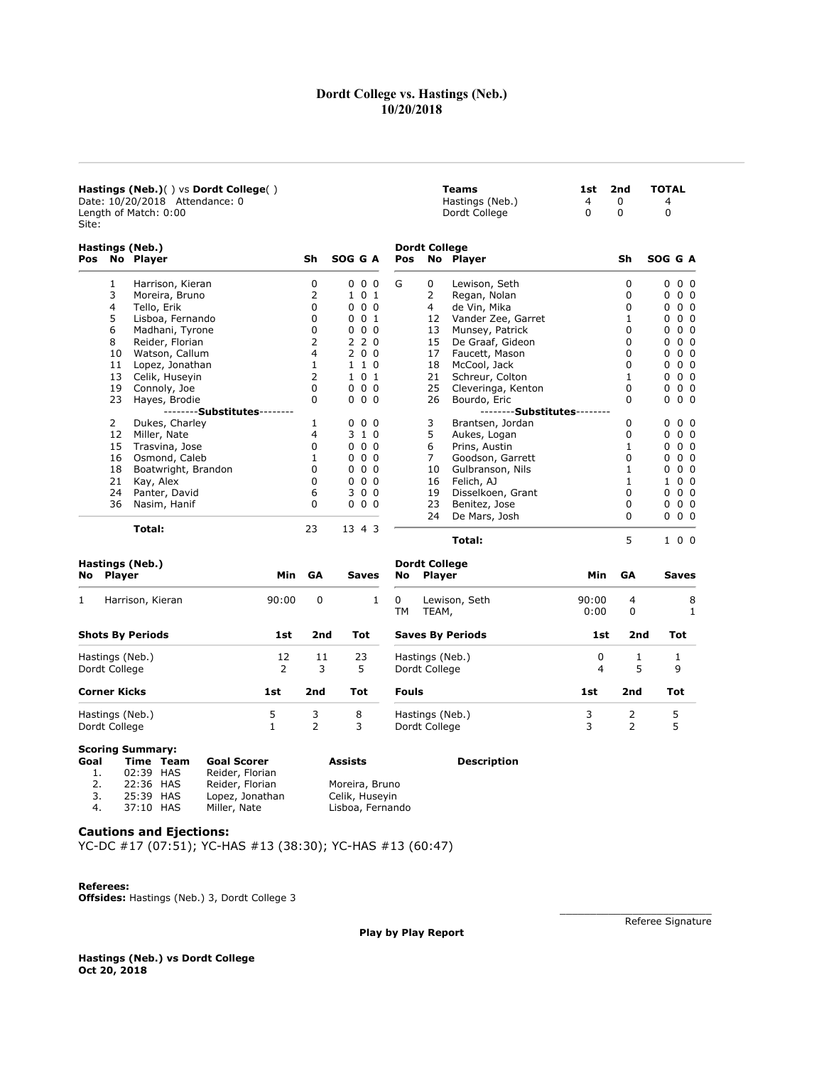# Dordt College vs. Hastings (Neb.)
## 10/20/2018

**Hastings (Neb.)**( ) vs **Dordt College**( )
Date: 10/20/2018 Attendance: 0
Length of Match: 0:00
Site:

| Teams | 1st | 2nd | TOTAL |
|---|---|---|---|
| Hastings (Neb.) | 4 | 0 | 4 |
| Dordt College | 0 | 0 | 0 |

### Hastings (Neb.)

| Pos | No | Player | Sh | SOG | G | A |
|---|---|---|---|---|---|---|
| | 1 | Harrison, Kieran | 0 | 0 | 0 | 0 |
| | 3 | Moreira, Bruno | 2 | 1 | 0 | 1 |
| | 4 | Tello, Erik | 0 | 0 | 0 | 0 |
| | 5 | Lisboa, Fernando | 0 | 0 | 0 | 1 |
| | 6 | Madhani, Tyrone | 0 | 0 | 0 | 0 |
| | 8 | Reider, Florian | 2 | 2 | 2 | 0 |
| | 10 | Watson, Callum | 4 | 2 | 0 | 0 |
| | 11 | Lopez, Jonathan | 1 | 1 | 1 | 0 |
| | 13 | Celik, Huseyin | 2 | 1 | 0 | 1 |
| | 19 | Connoly, Joe | 0 | 0 | 0 | 0 |
| | 23 | Hayes, Brodie | 0 | 0 | 0 | 0 |
| | | --------Substitutes-------- | | | | |
| | 2 | Dukes, Charley | 1 | 0 | 0 | 0 |
| | 12 | Miller, Nate | 4 | 3 | 1 | 0 |
| | 15 | Trasvina, Jose | 0 | 0 | 0 | 0 |
| | 16 | Osmond, Caleb | 1 | 0 | 0 | 0 |
| | 18 | Boatwright, Brandon | 0 | 0 | 0 | 0 |
| | 21 | Kay, Alex | 0 | 0 | 0 | 0 |
| | 24 | Panter, David | 6 | 3 | 0 | 0 |
| | 36 | Nasim, Hanif | 0 | 0 | 0 | 0 |
| | | **Total:** | 23 | 13 | 4 | 3 |

### Dordt College

| Pos | No | Player | Sh | SOG | G | A |
|---|---|---|---|---|---|---|
| G | 0 | Lewison, Seth | 0 | 0 | 0 | 0 |
| | 2 | Regan, Nolan | 0 | 0 | 0 | 0 |
| | 4 | de Vin, Mika | 0 | 0 | 0 | 0 |
| | 12 | Vander Zee, Garret | 1 | 0 | 0 | 0 |
| | 13 | Munsey, Patrick | 0 | 0 | 0 | 0 |
| | 15 | De Graaf, Gideon | 0 | 0 | 0 | 0 |
| | 17 | Faucett, Mason | 0 | 0 | 0 | 0 |
| | 18 | McCool, Jack | 0 | 0 | 0 | 0 |
| | 21 | Schreur, Colton | 1 | 0 | 0 | 0 |
| | 25 | Cleveringa, Kenton | 0 | 0 | 0 | 0 |
| | 26 | Bourdo, Eric | 0 | 0 | 0 | 0 |
| | | --------Substitutes-------- | | | | |
| | 3 | Brantsen, Jordan | 0 | 0 | 0 | 0 |
| | 5 | Aukes, Logan | 0 | 0 | 0 | 0 |
| | 6 | Prins, Austin | 1 | 0 | 0 | 0 |
| | 7 | Goodson, Garrett | 0 | 0 | 0 | 0 |
| | 10 | Gulbranson, Nils | 1 | 0 | 0 | 0 |
| | 16 | Felich, AJ | 1 | 1 | 0 | 0 |
| | 19 | Disselkoen, Grant | 0 | 0 | 0 | 0 |
| | 23 | Benitez, Jose | 0 | 0 | 0 | 0 |
| | 24 | De Mars, Josh | 0 | 0 | 0 | 0 |
| | | **Total:** | 5 | 1 | 0 | 0 |

### Hastings (Neb.)

| No | Player | Min | GA | Saves |
|---|---|---|---|---|
| 1 | Harrison, Kieran | 90:00 | 0 | 1 |

### Dordt College

| No | Player | Min | GA | Saves |
|---|---|---|---|---|
| 0 | Lewison, Seth | 90:00 | 4 | 8 |
| TM | TEAM, | 0:00 | 0 | 1 |

| Shots By Periods | 1st | 2nd | Tot |
|---|---|---|---|
| Hastings (Neb.) | 12 | 11 | 23 |
| Dordt College | 2 | 3 | 5 |

| Saves By Periods | 1st | 2nd | Tot |
|---|---|---|---|
| Hastings (Neb.) | 0 | 1 | 1 |
| Dordt College | 4 | 5 | 9 |

| Corner Kicks | 1st | 2nd | Tot |
|---|---|---|---|
| Hastings (Neb.) | 5 | 3 | 8 |
| Dordt College | 1 | 2 | 3 |

| Fouls | 1st | 2nd | Tot |
|---|---|---|---|
| Hastings (Neb.) | 3 | 2 | 5 |
| Dordt College | 3 | 2 | 5 |

**Scoring Summary:**

| Goal | Time | Team | Goal Scorer | Assists | Description |
|---|---|---|---|---|---|
| 1. | 02:39 | HAS | Reider, Florian | | |
| 2. | 22:36 | HAS | Reider, Florian | Moreira, Bruno | |
| 3. | 25:39 | HAS | Lopez, Jonathan | Celik, Huseyin | |
| 4. | 37:10 | HAS | Miller, Nate | Lisboa, Fernando | |

### Cautions and Ejections:

YC-DC #17 (07:51); YC-HAS #13 (38:30); YC-HAS #13 (60:47)

**Referees:**
**Offsides:** Hastings (Neb.) 3, Dordt College 3

Referee Signature

**Play by Play Report**

**Hastings (Neb.) vs Dordt College**
**Oct 20, 2018**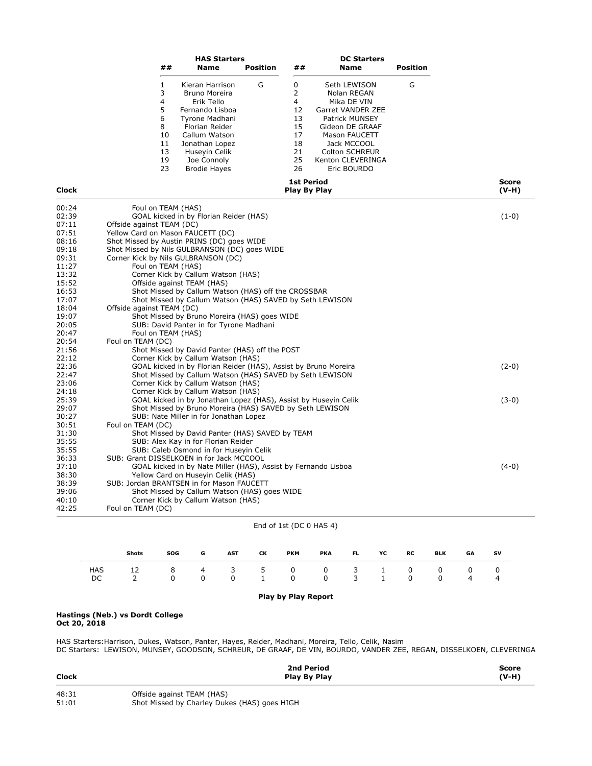| HAS Starters ## | Name | Position | DC Starters ## | Name | Position |
|---|---|---|---|---|---|
| 1 | Kieran Harrison | G | 0 | Seth LEWISON | G |
| 3 | Bruno Moreira | | 2 | Nolan REGAN | |
| 4 | Erik Tello | | 4 | Mika DE VIN | |
| 5 | Fernando Lisboa | | 12 | Garret VANDER ZEE | |
| 6 | Tyrone Madhani | | 13 | Patrick MUNSEY | |
| 8 | Florian Reider | | 15 | Gideon DE GRAAF | |
| 10 | Callum Watson | | 17 | Mason FAUCETT | |
| 11 | Jonathan Lopez | | 18 | Jack MCCOOL | |
| 13 | Huseyin Celik | | 21 | Colton SCHREUR | |
| 19 | Joe Connoly | | 25 | Kenton CLEVERINGA | |
| 23 | Brodie Hayes | | 26 | Eric BOURDO | |

| Clock | 1st Period Play By Play | Score (V-H) |
|---|---|---|
| 00:24 | Foul on TEAM (HAS) | |
| 02:39 | GOAL kicked in by Florian Reider (HAS) | (1-0) |
| 07:11 | Offside against TEAM (DC) | |
| 07:51 | Yellow Card on Mason FAUCETT (DC) | |
| 08:16 | Shot Missed by Austin PRINS (DC) goes WIDE | |
| 09:18 | Shot Missed by Nils GULBRANSON (DC) goes WIDE | |
| 09:31 | Corner Kick by Nils GULBRANSON (DC) | |
| 11:27 | Foul on TEAM (HAS) | |
| 13:32 | Corner Kick by Callum Watson (HAS) | |
| 15:52 | Offside against TEAM (HAS) | |
| 16:53 | Shot Missed by Callum Watson (HAS) off the CROSSBAR | |
| 17:07 | Shot Missed by Callum Watson (HAS) SAVED by Seth LEWISON | |
| 18:04 | Offside against TEAM (DC) | |
| 19:07 | Shot Missed by Bruno Moreira (HAS) goes WIDE | |
| 20:05 | SUB: David Panter in for Tyrone Madhani | |
| 20:47 | Foul on TEAM (HAS) | |
| 20:54 | Foul on TEAM (DC) | |
| 21:56 | Shot Missed by David Panter (HAS) off the POST | |
| 22:12 | Corner Kick by Callum Watson (HAS) | |
| 22:36 | GOAL kicked in by Florian Reider (HAS), Assist by Bruno Moreira | (2-0) |
| 22:47 | Shot Missed by Callum Watson (HAS) SAVED by Seth LEWISON | |
| 23:06 | Corner Kick by Callum Watson (HAS) | |
| 24:18 | Corner Kick by Callum Watson (HAS) | |
| 25:39 | GOAL kicked in by Jonathan Lopez (HAS), Assist by Huseyin Celik | (3-0) |
| 29:07 | Shot Missed by Bruno Moreira (HAS) SAVED by Seth LEWISON | |
| 30:27 | SUB: Nate Miller in for Jonathan Lopez | |
| 30:51 | Foul on TEAM (DC) | |
| 31:30 | Shot Missed by David Panter (HAS) SAVED by TEAM | |
| 35:55 | SUB: Alex Kay in for Florian Reider | |
| 35:55 | SUB: Caleb Osmond in for Huseyin Celik | |
| 36:33 | SUB: Grant DISSELKOEN in for Jack MCCOOL | |
| 37:10 | GOAL kicked in by Nate Miller (HAS), Assist by Fernando Lisboa | (4-0) |
| 38:30 | Yellow Card on Huseyin Celik (HAS) | |
| 38:39 | SUB: Jordan BRANTSEN in for Mason FAUCETT | |
| 39:06 | Shot Missed by Callum Watson (HAS) goes WIDE | |
| 40:10 | Corner Kick by Callum Watson (HAS) | |
| 42:25 | Foul on TEAM (DC) | |

End of 1st (DC 0 HAS 4)

| | Shots | SOG | G | AST | CK | PKM | PKA | FL | YC | RC | BLK | GA | SV |
|---|---|---|---|---|---|---|---|---|---|---|---|---|---|
| HAS | 12 | 8 | 4 | 3 | 5 | 0 | 0 | 3 | 1 | 0 | 0 | 0 | 0 |
| DC | 2 | 0 | 0 | 0 | 1 | 0 | 0 | 3 | 1 | 0 | 0 | 4 | 4 |

**Play by Play Report**

**Hastings (Neb.) vs Dordt College**
**Oct 20, 2018**

HAS Starters:Harrison, Dukes, Watson, Panter, Hayes, Reider, Madhani, Moreira, Tello, Celik, Nasim
DC Starters: LEWISON, MUNSEY, GOODSON, SCHREUR, DE GRAAF, DE VIN, BOURDO, VANDER ZEE, REGAN, DISSELKOEN, CLEVERINGA

| Clock | 2nd Period Play By Play | Score (V-H) |
|---|---|---|
| 48:31 | Offside against TEAM (HAS) | |
| 51:01 | Shot Missed by Charley Dukes (HAS) goes HIGH | |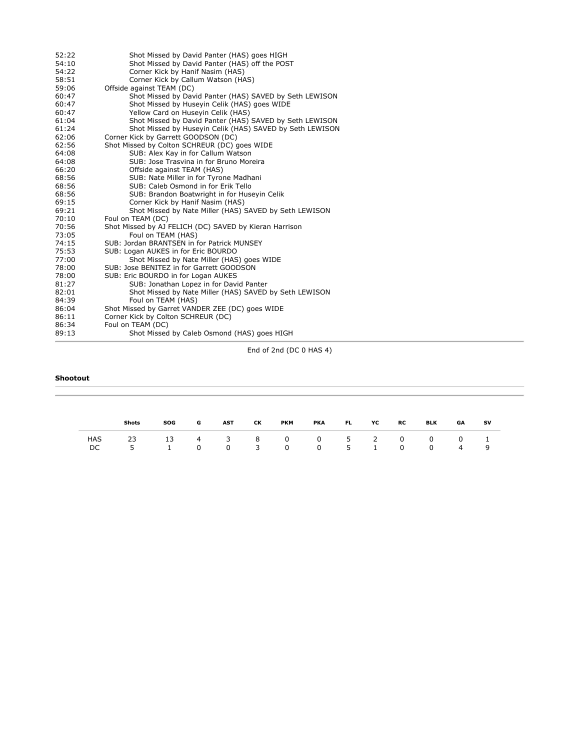52:22 Shot Missed by David Panter (HAS) goes HIGH
54:10 Shot Missed by David Panter (HAS) off the POST
54:22 Corner Kick by Hanif Nasim (HAS)
58:51 Corner Kick by Callum Watson (HAS)
59:06 Offside against TEAM (DC)
60:47 Shot Missed by David Panter (HAS) SAVED by Seth LEWISON
60:47 Shot Missed by Huseyin Celik (HAS) goes WIDE
60:47 Yellow Card on Huseyin Celik (HAS)
61:04 Shot Missed by David Panter (HAS) SAVED by Seth LEWISON
61:24 Shot Missed by Huseyin Celik (HAS) SAVED by Seth LEWISON
62:06 Corner Kick by Garrett GOODSON (DC)
62:56 Shot Missed by Colton SCHREUR (DC) goes WIDE
64:08 SUB: Alex Kay in for Callum Watson
64:08 SUB: Jose Trasvina in for Bruno Moreira
66:20 Offside against TEAM (HAS)
68:56 SUB: Nate Miller in for Tyrone Madhani
68:56 SUB: Caleb Osmond in for Erik Tello
68:56 SUB: Brandon Boatwright in for Huseyin Celik
69:15 Corner Kick by Hanif Nasim (HAS)
69:21 Shot Missed by Nate Miller (HAS) SAVED by Seth LEWISON
70:10 Foul on TEAM (DC)
70:56 Shot Missed by AJ FELICH (DC) SAVED by Kieran Harrison
73:05 Foul on TEAM (HAS)
74:15 SUB: Jordan BRANTSEN in for Patrick MUNSEY
75:53 SUB: Logan AUKES in for Eric BOURDO
77:00 Shot Missed by Nate Miller (HAS) goes WIDE
78:00 SUB: Jose BENITEZ in for Garrett GOODSON
78:00 SUB: Eric BOURDO in for Logan AUKES
81:27 SUB: Jonathan Lopez in for David Panter
82:01 Shot Missed by Nate Miller (HAS) SAVED by Seth LEWISON
84:39 Foul on TEAM (HAS)
86:04 Shot Missed by Garret VANDER ZEE (DC) goes WIDE
86:11 Corner Kick by Colton SCHREUR (DC)
86:34 Foul on TEAM (DC)
89:13 Shot Missed by Caleb Osmond (HAS) goes HIGH

End of 2nd (DC 0 HAS 4)

**Shootout**

| | Shots | SOG | G | AST | CK | PKM | PKA | FL | YC | RC | BLK | GA | SV |
|---|---|---|---|---|---|---|---|---|---|---|---|---|---|
| HAS | 23 | 13 | 4 | 3 | 8 | 0 | 0 | 5 | 2 | 0 | 0 | 0 | 1 |
| DC | 5 | 1 | 0 | 0 | 3 | 0 | 0 | 5 | 1 | 0 | 0 | 4 | 9 |